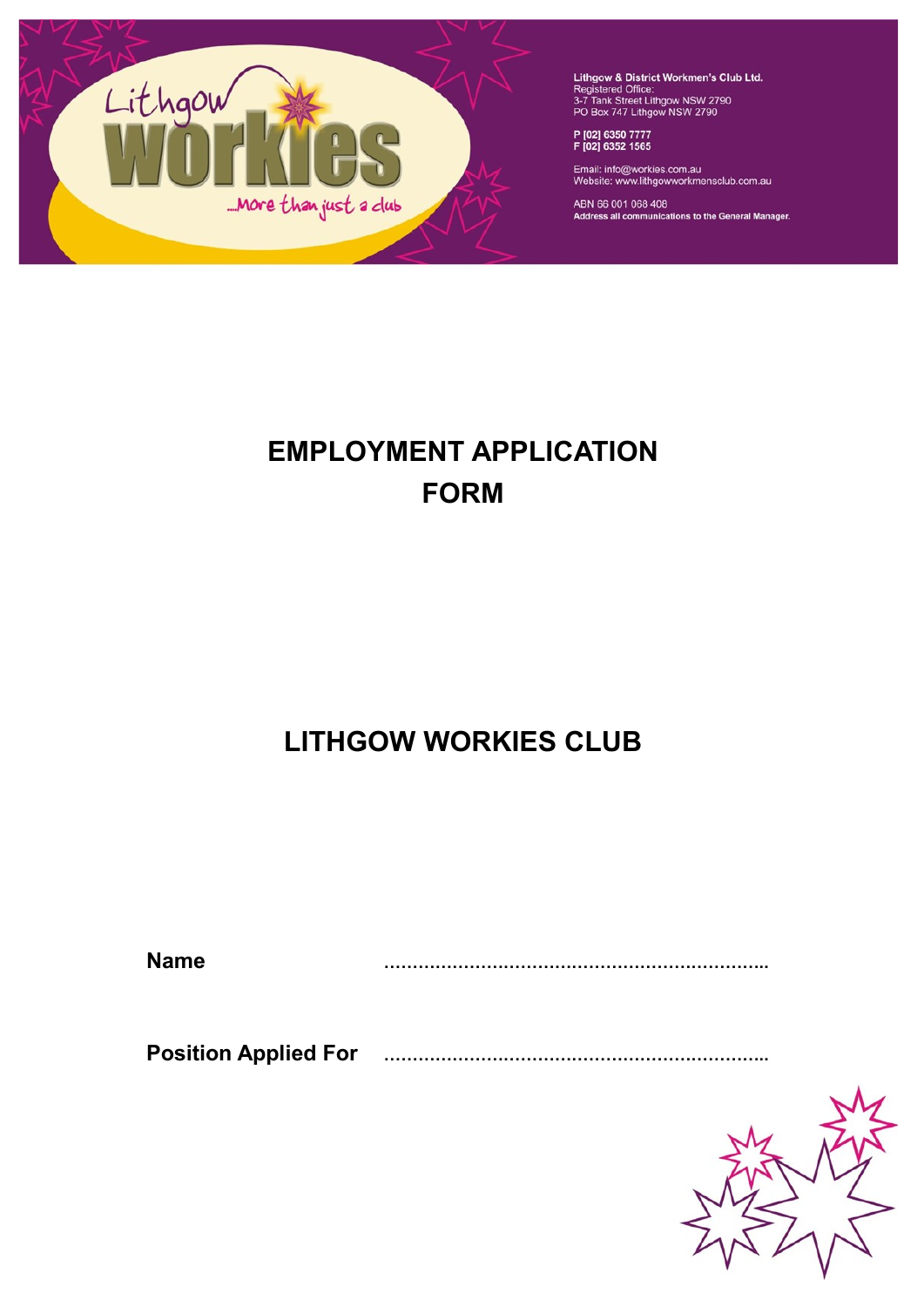Lithgow workies ...More than just a club

Lithgow & District Workmen's Club Ltd.
Registered Office:
3-7 Tank Street Lithgow NSW 2790
PO Box 747 Lithgow NSW 2790

P [02] 6350 7777
F [02] 6352 1565

Email: info@workies.com.au
Website: www.lithgowworkmensclub.com.au

ABN 66 001 068 408
Address all communications to the General Manager.

# EMPLOYMENT APPLICATION FORM

# LITHGOW WORKIES CLUB

**Name** ……………………………………………………………..

**Position Applied For** ……………………………………………………………..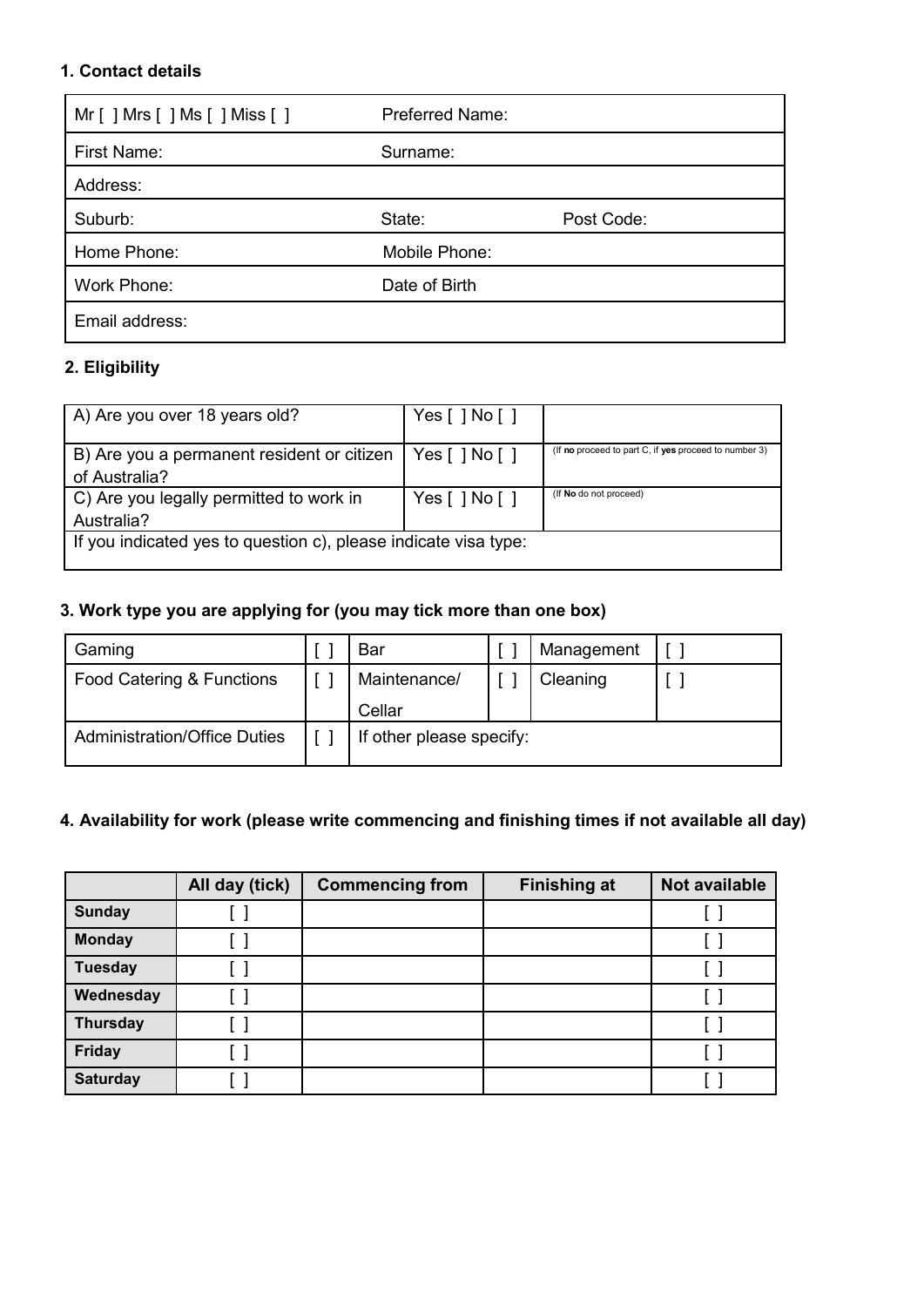### 1. Contact details

| Mr [ ] Mrs [ ] Ms [ ] Miss [ ] | Preferred Name: | |
|---|---|---|
| First Name: | Surname: | |
| Address: | | |
| Suburb: | State: | Post Code: |
| Home Phone: | Mobile Phone: | |
| Work Phone: | Date of Birth | |
| Email address: | | |

### 2. Eligibility

| A) Are you over 18 years old? | Yes [ ] No [ ] | |
|---|---|---|
| B) Are you a permanent resident or citizen of Australia? | Yes [ ] No [ ] | (If **no** proceed to part C, if **yes** proceed to number 3) |
| C) Are you legally permitted to work in Australia? | Yes [ ] No [ ] | (If **No** do not proceed) |
| If you indicated yes to question c), please indicate visa type: | | |

### 3. Work type you are applying for (you may tick more than one box)

| Gaming | [ ] | Bar | [ ] | Management | [ ] |
|---|---|---|---|---|---|
| Food Catering & Functions | [ ] | Maintenance/ Cellar | [ ] | Cleaning | [ ] |
| Administration/Office Duties | [ ] | If other please specify: | | | |

### 4. Availability for work (please write commencing and finishing times if not available all day)

| | All day (tick) | Commencing from | Finishing at | Not available |
|---|---|---|---|---|
| **Sunday** | [ ] | | | [ ] |
| **Monday** | [ ] | | | [ ] |
| **Tuesday** | [ ] | | | [ ] |
| **Wednesday** | [ ] | | | [ ] |
| **Thursday** | [ ] | | | [ ] |
| **Friday** | [ ] | | | [ ] |
| **Saturday** | [ ] | | | [ ] |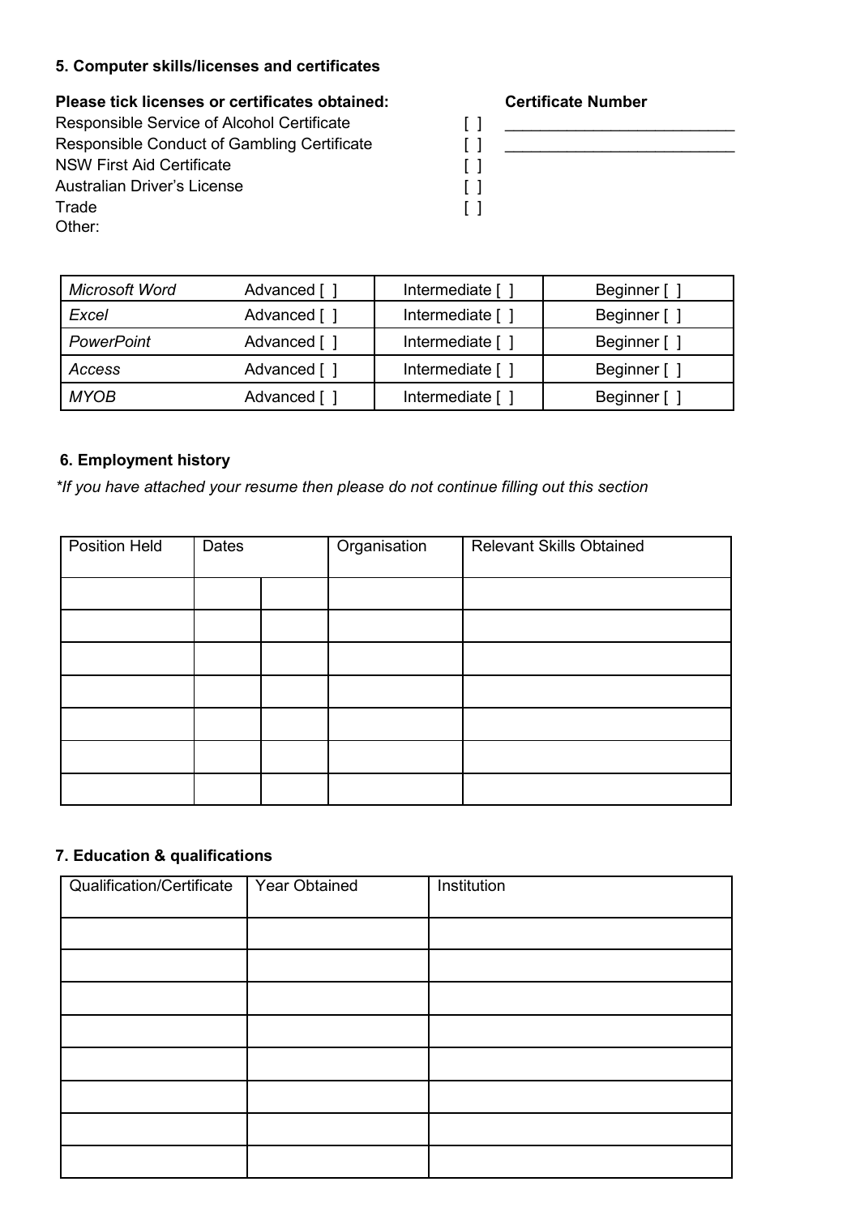### 5. Computer skills/licenses and certificates

| **Please tick licenses or certificates obtained:** | | **Certificate Number** |
|---|---|---|
| Responsible Service of Alcohol Certificate | [ ] | ___________________________ |
| Responsible Conduct of Gambling Certificate | [ ] | ___________________________ |
| NSW First Aid Certificate | [ ] | |
| Australian Driver's License | [ ] | |
| Trade | [ ] | |
| Other: | | |

| *Microsoft Word* | Advanced [ ] | Intermediate [ ] | Beginner [ ] |
|---|---|---|---|
| *Excel* | Advanced [ ] | Intermediate [ ] | Beginner [ ] |
| *PowerPoint* | Advanced [ ] | Intermediate [ ] | Beginner [ ] |
| *Access* | Advanced [ ] | Intermediate [ ] | Beginner [ ] |
| *MYOB* | Advanced [ ] | Intermediate [ ] | Beginner [ ] |

### 6. Employment history

*\*If you have attached your resume then please do not continue filling out this section*

| Position Held | Dates | | Organisation | Relevant Skills Obtained |
|---|---|---|---|---|
| | | | | |
| | | | | |
| | | | | |
| | | | | |
| | | | | |
| | | | | |
| | | | | |

### 7. Education & qualifications

| Qualification/Certificate | Year Obtained | Institution |
|---|---|---|
| | | |
| | | |
| | | |
| | | |
| | | |
| | | |
| | | |
| | | |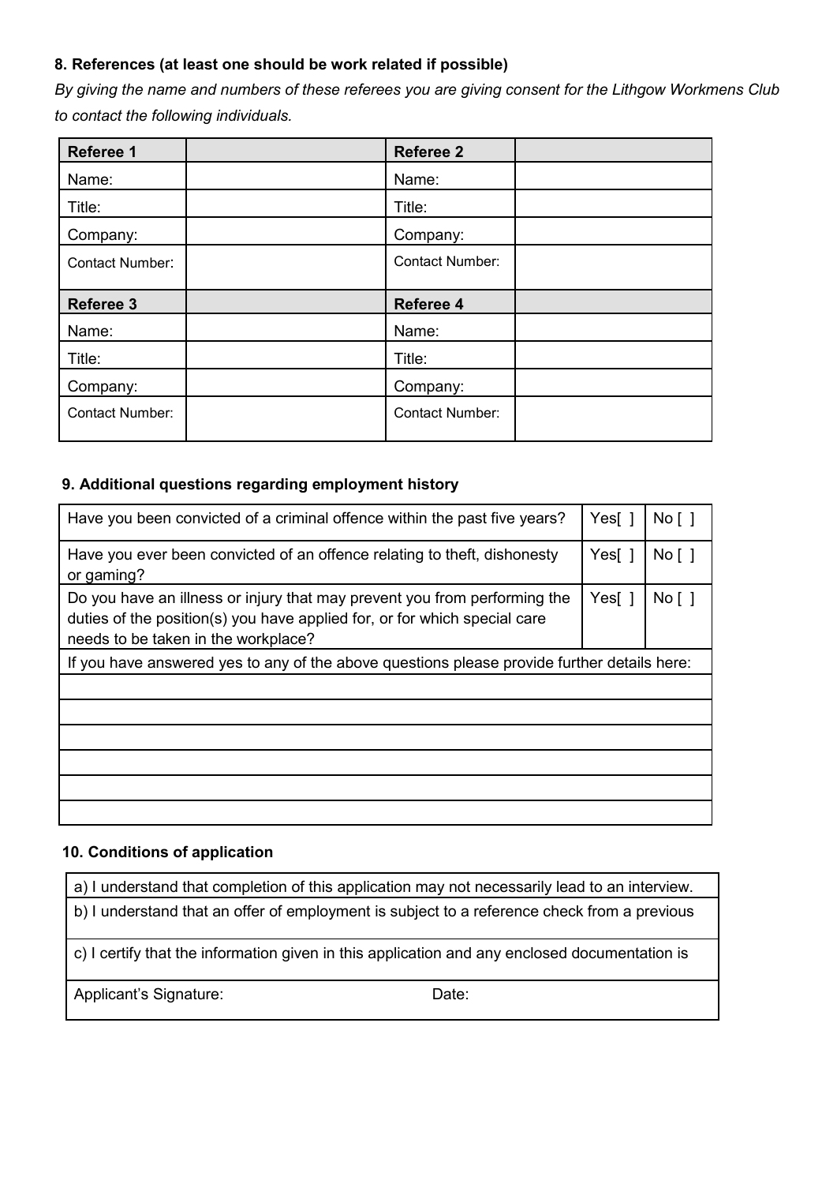### 8. References (at least one should be work related if possible)

*By giving the name and numbers of these referees you are giving consent for the Lithgow Workmens Club to contact the following individuals.*

| Referee 1 | | Referee 2 | |
|---|---|---|---|
| Name: | | Name: | |
| Title: | | Title: | |
| Company: | | Company: | |
| Contact Number: | | Contact Number: | |
| **Referee 3** | | **Referee 4** | |
| Name: | | Name: | |
| Title: | | Title: | |
| Company: | | Company: | |
| Contact Number: | | Contact Number: | |

### 9. Additional questions regarding employment history

| | | |
|---|---|---|
| Have you been convicted of a criminal offence within the past five years? | Yes[ ] | No [ ] |
| Have you ever been convicted of an offence relating to theft, dishonesty or gaming? | Yes[ ] | No [ ] |
| Do you have an illness or injury that may prevent you from performing the duties of the position(s) you have applied for, or for which special care needs to be taken in the workplace? | Yes[ ] | No [ ] |
| If you have answered yes to any of the above questions please provide further details here: | | |
| | | |
| | | |
| | | |
| | | |
| | | |
| | | |

### 10. Conditions of application

| | |
|---|---|
| a) I understand that completion of this application may not necessarily lead to an interview. | |
| b) I understand that an offer of employment is subject to a reference check from a previous | |
| c) I certify that the information given in this application and any enclosed documentation is | |
| Applicant's Signature: | Date: |